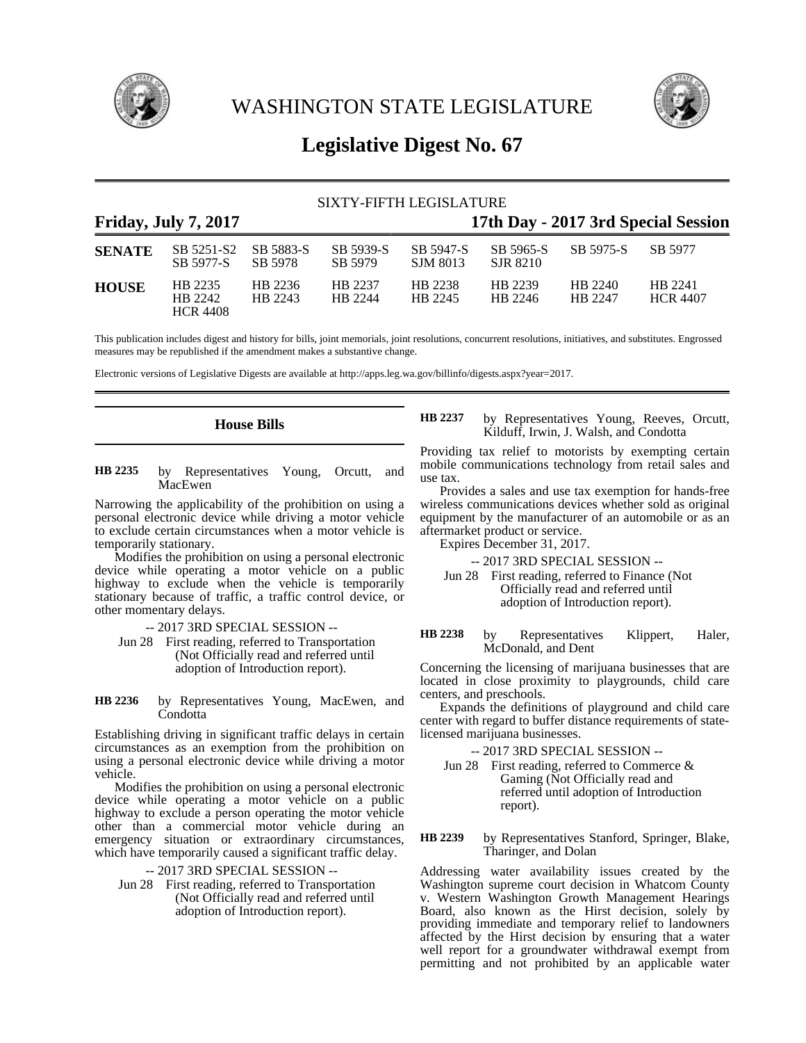# WASHINGTON STATE LEGISLATURE

## Legislative Digest No. 67

SIXTY-FIFTH LEGISLATURE

**Friday, July 7, 2017** — **17th Day - 2017 3rd Special Session**

| | | | | | | | |
|---|---|---|---|---|---|---|---|
| **SENATE** | SB 5251-S2 | SB 5883-S | SB 5939-S | SB 5947-S | SB 5965-S | SB 5975-S | SB 5977 |
| | SB 5977-S | SB 5978 | SB 5979 | SJM 8013 | SJR 8210 | | |
| **HOUSE** | HB 2235 | HB 2236 | HB 2237 | HB 2238 | HB 2239 | HB 2240 | HB 2241 |
| | HB 2242 | HB 2243 | HB 2244 | HB 2245 | HB 2246 | HB 2247 | HCR 4407 |
| | HCR 4408 | | | | | | |

This publication includes digest and history for bills, joint memorials, joint resolutions, concurrent resolutions, initiatives, and substitutes. Engrossed measures may be republished if the amendment makes a substantive change.

Electronic versions of Legislative Digests are available at http://apps.leg.wa.gov/billinfo/digests.aspx?year=2017.

### House Bills

**HB 2235** by Representatives Young, Orcutt, and MacEwen

Narrowing the applicability of the prohibition on using a personal electronic device while driving a motor vehicle to exclude certain circumstances when a motor vehicle is temporarily stationary.

Modifies the prohibition on using a personal electronic device while operating a motor vehicle on a public highway to exclude when the vehicle is temporarily stationary because of traffic, a traffic control device, or other momentary delays.

-- 2017 3RD SPECIAL SESSION --

Jun 28 First reading, referred to Transportation (Not Officially read and referred until adoption of Introduction report).

**HB 2236** by Representatives Young, MacEwen, and Condotta

Establishing driving in significant traffic delays in certain circumstances as an exemption from the prohibition on using a personal electronic device while driving a motor vehicle.

Modifies the prohibition on using a personal electronic device while operating a motor vehicle on a public highway to exclude a person operating the motor vehicle other than a commercial motor vehicle during an emergency situation or extraordinary circumstances, which have temporarily caused a significant traffic delay.

-- 2017 3RD SPECIAL SESSION --

Jun 28 First reading, referred to Transportation (Not Officially read and referred until adoption of Introduction report).

**HB 2237** by Representatives Young, Reeves, Orcutt, Kilduff, Irwin, J. Walsh, and Condotta

Providing tax relief to motorists by exempting certain mobile communications technology from retail sales and use tax.

Provides a sales and use tax exemption for hands-free wireless communications devices whether sold as original equipment by the manufacturer of an automobile or as an aftermarket product or service.

Expires December 31, 2017.

-- 2017 3RD SPECIAL SESSION --

Jun 28 First reading, referred to Finance (Not Officially read and referred until adoption of Introduction report).

**HB 2238** by Representatives Klippert, Haler, McDonald, and Dent

Concerning the licensing of marijuana businesses that are located in close proximity to playgrounds, child care centers, and preschools.

Expands the definitions of playground and child care center with regard to buffer distance requirements of state-licensed marijuana businesses.

-- 2017 3RD SPECIAL SESSION --

Jun 28 First reading, referred to Commerce & Gaming (Not Officially read and referred until adoption of Introduction report).

**HB 2239** by Representatives Stanford, Springer, Blake, Tharinger, and Dolan

Addressing water availability issues created by the Washington supreme court decision in Whatcom County v. Western Washington Growth Management Hearings Board, also known as the Hirst decision, solely by providing immediate and temporary relief to landowners affected by the Hirst decision by ensuring that a water well report for a groundwater withdrawal exempt from permitting and not prohibited by an applicable water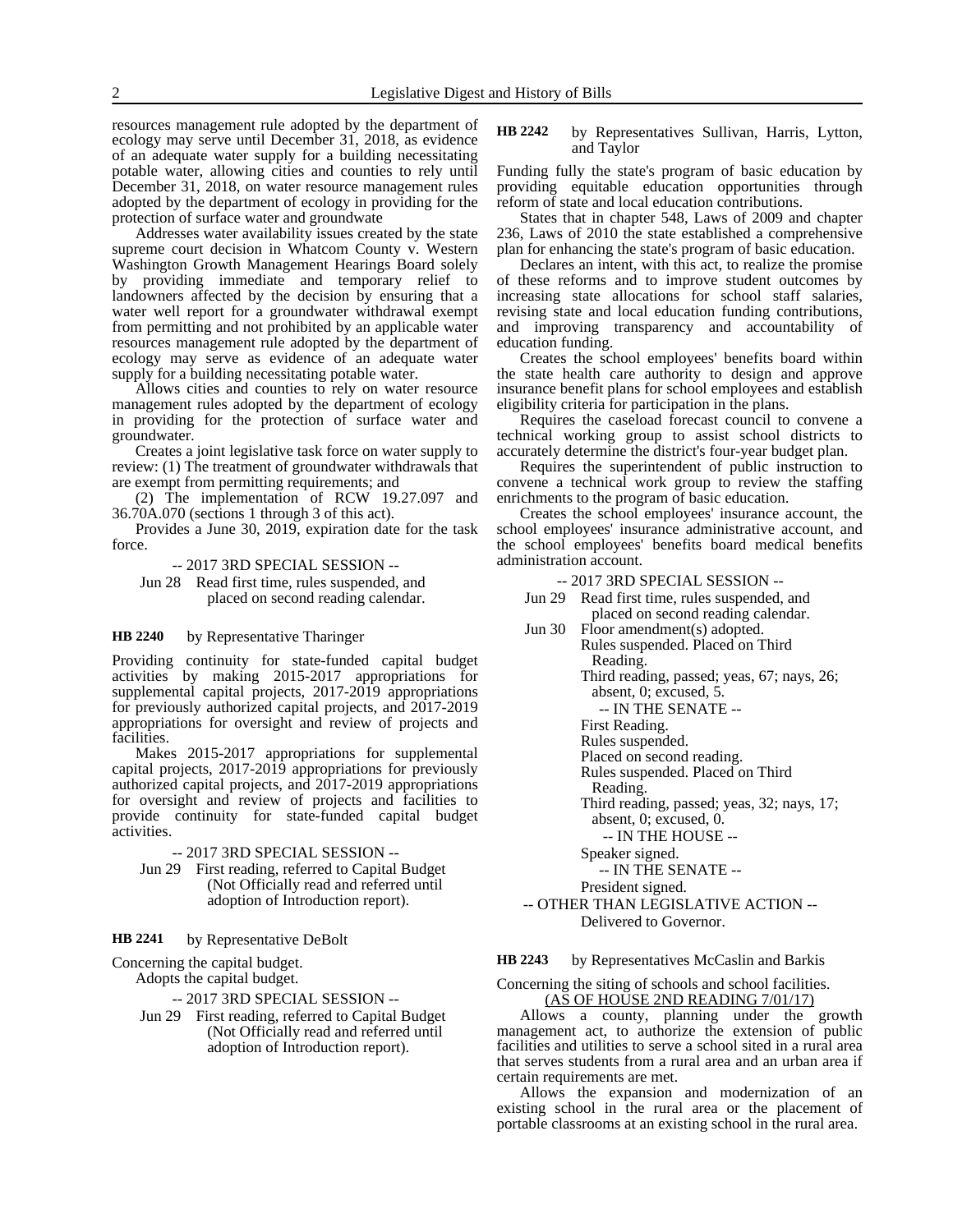resources management rule adopted by the department of ecology may serve until December 31, 2018, as evidence of an adequate water supply for a building necessitating potable water, allowing cities and counties to rely until December 31, 2018, on water resource management rules adopted by the department of ecology in providing for the protection of surface water and groundwate

Addresses water availability issues created by the state supreme court decision in Whatcom County v. Western Washington Growth Management Hearings Board solely by providing immediate and temporary relief to landowners affected by the decision by ensuring that a water well report for a groundwater withdrawal exempt from permitting and not prohibited by an applicable water resources management rule adopted by the department of ecology may serve as evidence of an adequate water supply for a building necessitating potable water.

Allows cities and counties to rely on water resource management rules adopted by the department of ecology in providing for the protection of surface water and groundwater.

Creates a joint legislative task force on water supply to review: (1) The treatment of groundwater withdrawals that are exempt from permitting requirements; and

(2) The implementation of RCW 19.27.097 and 36.70A.070 (sections 1 through 3 of this act).

Provides a June 30, 2019, expiration date for the task force.

-- 2017 3RD SPECIAL SESSION --

Jun 28 Read first time, rules suspended, and placed on second reading calendar.

**HB 2240** by Representative Tharinger

Providing continuity for state-funded capital budget activities by making 2015-2017 appropriations for supplemental capital projects, 2017-2019 appropriations for previously authorized capital projects, and 2017-2019 appropriations for oversight and review of projects and facilities.

Makes 2015-2017 appropriations for supplemental capital projects, 2017-2019 appropriations for previously authorized capital projects, and 2017-2019 appropriations for oversight and review of projects and facilities to provide continuity for state-funded capital budget activities.

-- 2017 3RD SPECIAL SESSION --

Jun 29 First reading, referred to Capital Budget (Not Officially read and referred until adoption of Introduction report).

**HB 2241** by Representative DeBolt

Concerning the capital budget.

Adopts the capital budget.

-- 2017 3RD SPECIAL SESSION --

Jun 29 First reading, referred to Capital Budget (Not Officially read and referred until adoption of Introduction report).

**HB 2242** by Representatives Sullivan, Harris, Lytton, and Taylor

Funding fully the state's program of basic education by providing equitable education opportunities through reform of state and local education contributions.

States that in chapter 548, Laws of 2009 and chapter 236, Laws of 2010 the state established a comprehensive plan for enhancing the state's program of basic education.

Declares an intent, with this act, to realize the promise of these reforms and to improve student outcomes by increasing state allocations for school staff salaries, revising state and local education funding contributions, and improving transparency and accountability of education funding.

Creates the school employees' benefits board within the state health care authority to design and approve insurance benefit plans for school employees and establish eligibility criteria for participation in the plans.

Requires the caseload forecast council to convene a technical working group to assist school districts to accurately determine the district's four-year budget plan.

Requires the superintendent of public instruction to convene a technical work group to review the staffing enrichments to the program of basic education.

Creates the school employees' insurance account, the school employees' insurance administrative account, and the school employees' benefits board medical benefits administration account.

-- 2017 3RD SPECIAL SESSION --

Jun 29 Read first time, rules suspended, and placed on second reading calendar.

Jun 30 Floor amendment(s) adopted.
Rules suspended. Placed on Third Reading.
Third reading, passed; yeas, 67; nays, 26; absent, 0; excused, 5.
-- IN THE SENATE --
First Reading.
Rules suspended.
Placed on second reading.
Rules suspended. Placed on Third Reading.
Third reading, passed; yeas, 32; nays, 17; absent, 0; excused, 0.
-- IN THE HOUSE --
Speaker signed.
-- IN THE SENATE --
President signed.

-- OTHER THAN LEGISLATIVE ACTION --
Delivered to Governor.

**HB 2243** by Representatives McCaslin and Barkis

Concerning the siting of schools and school facilities.
(AS OF HOUSE 2ND READING 7/01/17)

Allows a county, planning under the growth management act, to authorize the extension of public facilities and utilities to serve a school sited in a rural area that serves students from a rural area and an urban area if certain requirements are met.

Allows the expansion and modernization of an existing school in the rural area or the placement of portable classrooms at an existing school in the rural area.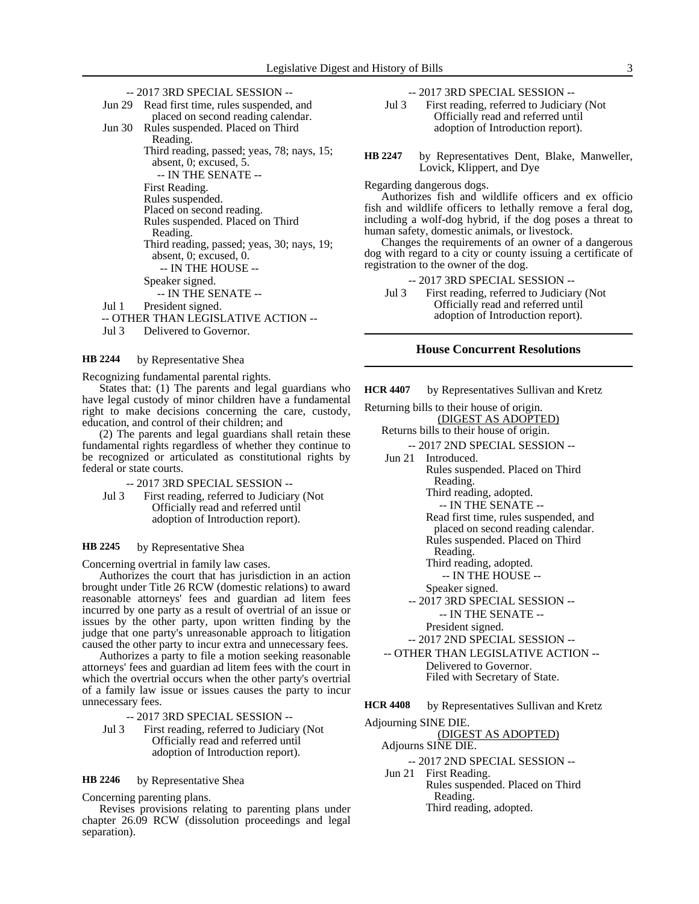-- 2017 3RD SPECIAL SESSION --

Jun 29 Read first time, rules suspended, and placed on second reading calendar.

Jun 30 Rules suspended. Placed on Third Reading.
Third reading, passed; yeas, 78; nays, 15; absent, 0; excused, 5.
-- IN THE SENATE --
First Reading.
Rules suspended.
Placed on second reading.
Rules suspended. Placed on Third Reading.
Third reading, passed; yeas, 30; nays, 19; absent, 0; excused, 0.
-- IN THE HOUSE --
Speaker signed.
-- IN THE SENATE --

Jul 1 President signed.

-- OTHER THAN LEGISLATIVE ACTION --

Jul 3 Delivered to Governor.

**HB 2244** by Representative Shea

Recognizing fundamental parental rights.

States that: (1) The parents and legal guardians who have legal custody of minor children have a fundamental right to make decisions concerning the care, custody, education, and control of their children; and

(2) The parents and legal guardians shall retain these fundamental rights regardless of whether they continue to be recognized or articulated as constitutional rights by federal or state courts.

-- 2017 3RD SPECIAL SESSION --

Jul 3 First reading, referred to Judiciary (Not Officially read and referred until adoption of Introduction report).

**HB 2245** by Representative Shea

Concerning overtrial in family law cases.

Authorizes the court that has jurisdiction in an action brought under Title 26 RCW (domestic relations) to award reasonable attorneys' fees and guardian ad litem fees incurred by one party as a result of overtrial of an issue or issues by the other party, upon written finding by the judge that one party's unreasonable approach to litigation caused the other party to incur extra and unnecessary fees.

Authorizes a party to file a motion seeking reasonable attorneys' fees and guardian ad litem fees with the court in which the overtrial occurs when the other party's overtrial of a family law issue or issues causes the party to incur unnecessary fees.

-- 2017 3RD SPECIAL SESSION --

Jul 3 First reading, referred to Judiciary (Not Officially read and referred until adoption of Introduction report).

**HB 2246** by Representative Shea

Concerning parenting plans.

Revises provisions relating to parenting plans under chapter 26.09 RCW (dissolution proceedings and legal separation).

-- 2017 3RD SPECIAL SESSION --

Jul 3 First reading, referred to Judiciary (Not Officially read and referred until adoption of Introduction report).

**HB 2247** by Representatives Dent, Blake, Manweller, Lovick, Klippert, and Dye

Regarding dangerous dogs.

Authorizes fish and wildlife officers and ex officio fish and wildlife officers to lethally remove a feral dog, including a wolf-dog hybrid, if the dog poses a threat to human safety, domestic animals, or livestock.

Changes the requirements of an owner of a dangerous dog with regard to a city or county issuing a certificate of registration to the owner of the dog.

-- 2017 3RD SPECIAL SESSION --

Jul 3 First reading, referred to Judiciary (Not Officially read and referred until adoption of Introduction report).

## House Concurrent Resolutions

**HCR 4407** by Representatives Sullivan and Kretz

Returning bills to their house of origin.

(DIGEST AS ADOPTED)

Returns bills to their house of origin.

-- 2017 2ND SPECIAL SESSION --

Jun 21 Introduced.
Rules suspended. Placed on Third Reading.
Third reading, adopted.
-- IN THE SENATE --
Read first time, rules suspended, and placed on second reading calendar.
Rules suspended. Placed on Third Reading.
Third reading, adopted.
-- IN THE HOUSE --
Speaker signed.

-- 2017 3RD SPECIAL SESSION --

-- IN THE SENATE --
President signed.

-- 2017 2ND SPECIAL SESSION --

-- OTHER THAN LEGISLATIVE ACTION --

Delivered to Governor.
Filed with Secretary of State.

**HCR 4408** by Representatives Sullivan and Kretz

Adjourning SINE DIE.

(DIGEST AS ADOPTED)

Adjourns SINE DIE.

-- 2017 2ND SPECIAL SESSION --

Jun 21 First Reading.
Rules suspended. Placed on Third Reading.
Third reading, adopted.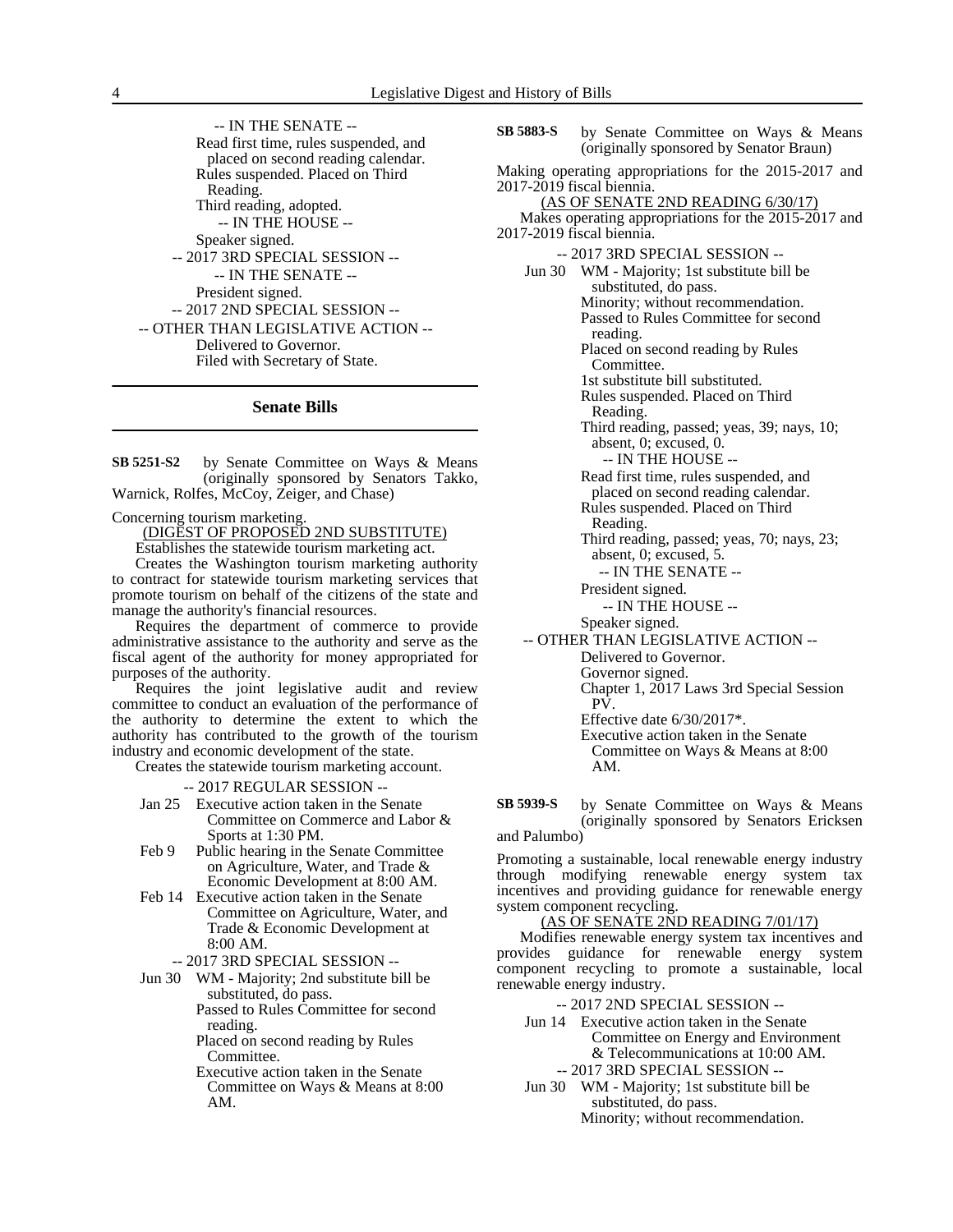-- IN THE SENATE --
Read first time, rules suspended, and placed on second reading calendar.
Rules suspended. Placed on Third Reading.
Third reading, adopted.
-- IN THE HOUSE --
Speaker signed.
-- 2017 3RD SPECIAL SESSION --
-- IN THE SENATE --
President signed.
-- 2017 2ND SPECIAL SESSION --
-- OTHER THAN LEGISLATIVE ACTION --
Delivered to Governor.
Filed with Secretary of State.

## Senate Bills

**SB 5251-S2** by Senate Committee on Ways & Means (originally sponsored by Senators Takko, Warnick, Rolfes, McCoy, Zeiger, and Chase)

Concerning tourism marketing.

(DIGEST OF PROPOSED 2ND SUBSTITUTE)

Establishes the statewide tourism marketing act.

Creates the Washington tourism marketing authority to contract for statewide tourism marketing services that promote tourism on behalf of the citizens of the state and manage the authority's financial resources.

Requires the department of commerce to provide administrative assistance to the authority and serve as the fiscal agent of the authority for money appropriated for purposes of the authority.

Requires the joint legislative audit and review committee to conduct an evaluation of the performance of the authority to determine the extent to which the authority has contributed to the growth of the tourism industry and economic development of the state.

Creates the statewide tourism marketing account.

-- 2017 REGULAR SESSION --

Jan 25 Executive action taken in the Senate Committee on Commerce and Labor & Sports at 1:30 PM.

Feb 9 Public hearing in the Senate Committee on Agriculture, Water, and Trade & Economic Development at 8:00 AM.

Feb 14 Executive action taken in the Senate Committee on Agriculture, Water, and Trade & Economic Development at 8:00 AM.

-- 2017 3RD SPECIAL SESSION --

Jun 30 WM - Majority; 2nd substitute bill be substituted, do pass.
Passed to Rules Committee for second reading.
Placed on second reading by Rules Committee.
Executive action taken in the Senate Committee on Ways & Means at 8:00 AM.

**SB 5883-S** by Senate Committee on Ways & Means (originally sponsored by Senator Braun)

Making operating appropriations for the 2015-2017 and 2017-2019 fiscal biennia.

(AS OF SENATE 2ND READING 6/30/17)

Makes operating appropriations for the 2015-2017 and 2017-2019 fiscal biennia.

-- 2017 3RD SPECIAL SESSION --

Jun 30 WM - Majority; 1st substitute bill be substituted, do pass.
Minority; without recommendation.
Passed to Rules Committee for second reading.
Placed on second reading by Rules Committee.
1st substitute bill substituted.
Rules suspended. Placed on Third Reading.
Third reading, passed; yeas, 39; nays, 10; absent, 0; excused, 0.
-- IN THE HOUSE --
Read first time, rules suspended, and placed on second reading calendar.
Rules suspended. Placed on Third Reading.
Third reading, passed; yeas, 70; nays, 23; absent, 0; excused, 5.
-- IN THE SENATE --
President signed.
-- IN THE HOUSE --
Speaker signed.

-- OTHER THAN LEGISLATIVE ACTION --
Delivered to Governor.
Governor signed.
Chapter 1, 2017 Laws 3rd Special Session PV.
Effective date 6/30/2017*.
Executive action taken in the Senate Committee on Ways & Means at 8:00 AM.

**SB 5939-S** by Senate Committee on Ways & Means (originally sponsored by Senators Ericksen and Palumbo)

Promoting a sustainable, local renewable energy industry through modifying renewable energy system tax incentives and providing guidance for renewable energy system component recycling.

(AS OF SENATE 2ND READING 7/01/17)

Modifies renewable energy system tax incentives and provides guidance for renewable energy system component recycling to promote a sustainable, local renewable energy industry.

-- 2017 2ND SPECIAL SESSION --

Jun 14 Executive action taken in the Senate Committee on Energy and Environment & Telecommunications at 10:00 AM.

-- 2017 3RD SPECIAL SESSION --

Jun 30 WM - Majority; 1st substitute bill be substituted, do pass.
Minority; without recommendation.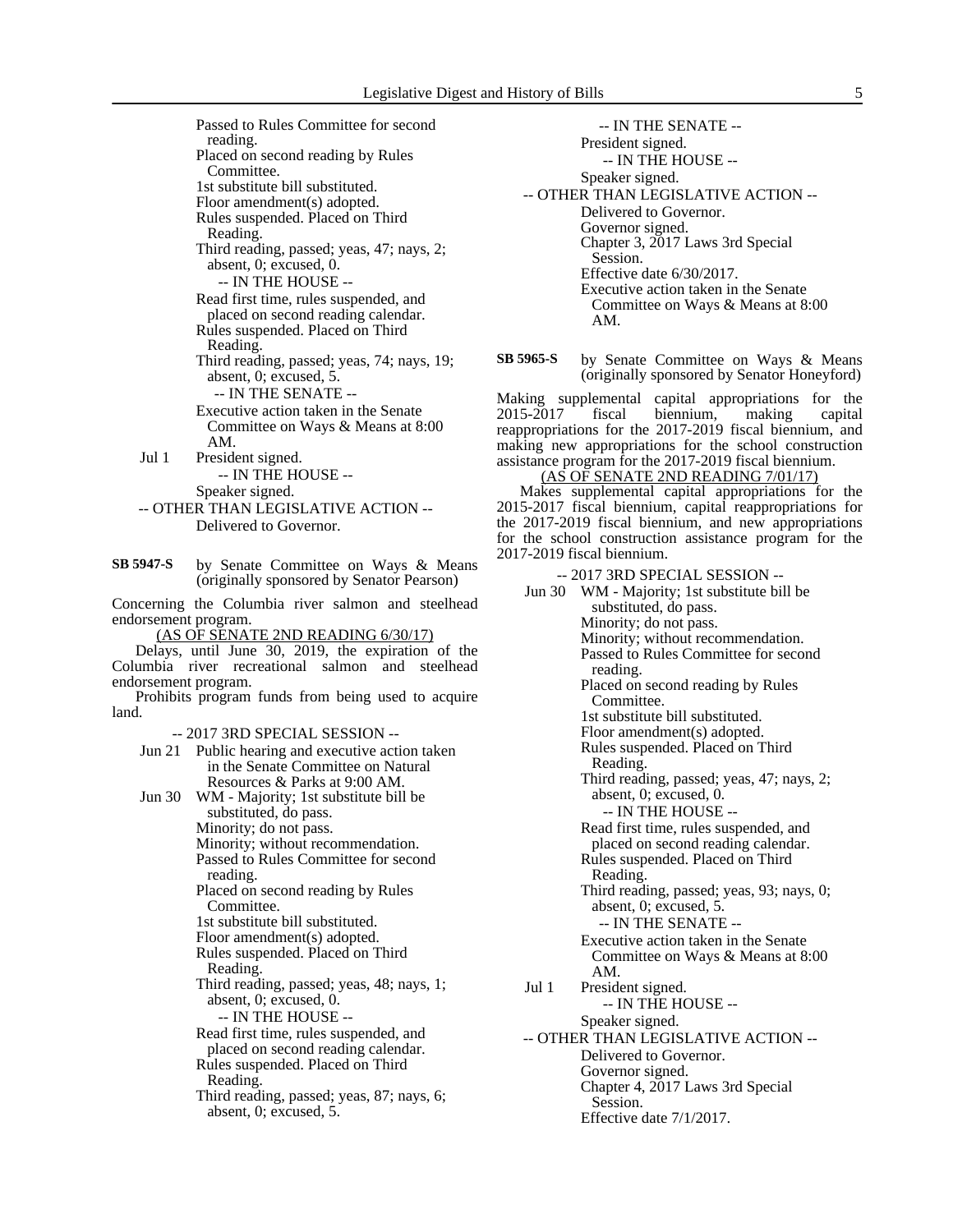Passed to Rules Committee for second reading.
Placed on second reading by Rules Committee.
1st substitute bill substituted.
Floor amendment(s) adopted.
Rules suspended. Placed on Third Reading.
Third reading, passed; yeas, 47; nays, 2; absent, 0; excused, 0.

-- IN THE HOUSE --

Read first time, rules suspended, and placed on second reading calendar.
Rules suspended. Placed on Third Reading.
Third reading, passed; yeas, 74; nays, 19; absent, 0; excused, 5.

-- IN THE SENATE --

Executive action taken in the Senate Committee on Ways & Means at 8:00 AM.

Jul 1 President signed.

-- IN THE HOUSE --

Speaker signed.

-- OTHER THAN LEGISLATIVE ACTION --

Delivered to Governor.

**SB 5947-S** by Senate Committee on Ways & Means (originally sponsored by Senator Pearson)

Concerning the Columbia river salmon and steelhead endorsement program.

(AS OF SENATE 2ND READING 6/30/17)

Delays, until June 30, 2019, the expiration of the Columbia river recreational salmon and steelhead endorsement program.

Prohibits program funds from being used to acquire land.

-- 2017 3RD SPECIAL SESSION --

Jun 21 Public hearing and executive action taken in the Senate Committee on Natural Resources & Parks at 9:00 AM.

Jun 30 WM - Majority; 1st substitute bill be substituted, do pass.
Minority; do not pass.
Minority; without recommendation.
Passed to Rules Committee for second reading.
Placed on second reading by Rules Committee.
1st substitute bill substituted.
Floor amendment(s) adopted.
Rules suspended. Placed on Third Reading.
Third reading, passed; yeas, 48; nays, 1; absent, 0; excused, 0.

-- IN THE HOUSE --

Read first time, rules suspended, and placed on second reading calendar.
Rules suspended. Placed on Third Reading.
Third reading, passed; yeas, 87; nays, 6; absent, 0; excused, 5.

-- IN THE SENATE --

President signed.

-- IN THE HOUSE --

Speaker signed.

-- OTHER THAN LEGISLATIVE ACTION --

Delivered to Governor.
Governor signed.
Chapter 3, 2017 Laws 3rd Special Session.
Effective date 6/30/2017.
Executive action taken in the Senate Committee on Ways & Means at 8:00 AM.

**SB 5965-S** by Senate Committee on Ways & Means (originally sponsored by Senator Honeyford)

Making supplemental capital appropriations for the 2015-2017 fiscal biennium, making capital reappropriations for the 2017-2019 fiscal biennium, and making new appropriations for the school construction assistance program for the 2017-2019 fiscal biennium.

(AS OF SENATE 2ND READING 7/01/17)

Makes supplemental capital appropriations for the 2015-2017 fiscal biennium, capital reappropriations for the 2017-2019 fiscal biennium, and new appropriations for the school construction assistance program for the 2017-2019 fiscal biennium.

-- 2017 3RD SPECIAL SESSION --

Jun 30 WM - Majority; 1st substitute bill be substituted, do pass.
Minority; do not pass.
Minority; without recommendation.
Passed to Rules Committee for second reading.
Placed on second reading by Rules Committee.
1st substitute bill substituted.
Floor amendment(s) adopted.
Rules suspended. Placed on Third Reading.
Third reading, passed; yeas, 47; nays, 2; absent, 0; excused, 0.

-- IN THE HOUSE --

Read first time, rules suspended, and placed on second reading calendar.
Rules suspended. Placed on Third Reading.
Third reading, passed; yeas, 93; nays, 0; absent, 0; excused, 5.

-- IN THE SENATE --

Executive action taken in the Senate Committee on Ways & Means at 8:00 AM.

Jul 1 President signed.

-- IN THE HOUSE --

Speaker signed.

-- OTHER THAN LEGISLATIVE ACTION --

Delivered to Governor.
Governor signed.
Chapter 4, 2017 Laws 3rd Special Session.
Effective date 7/1/2017.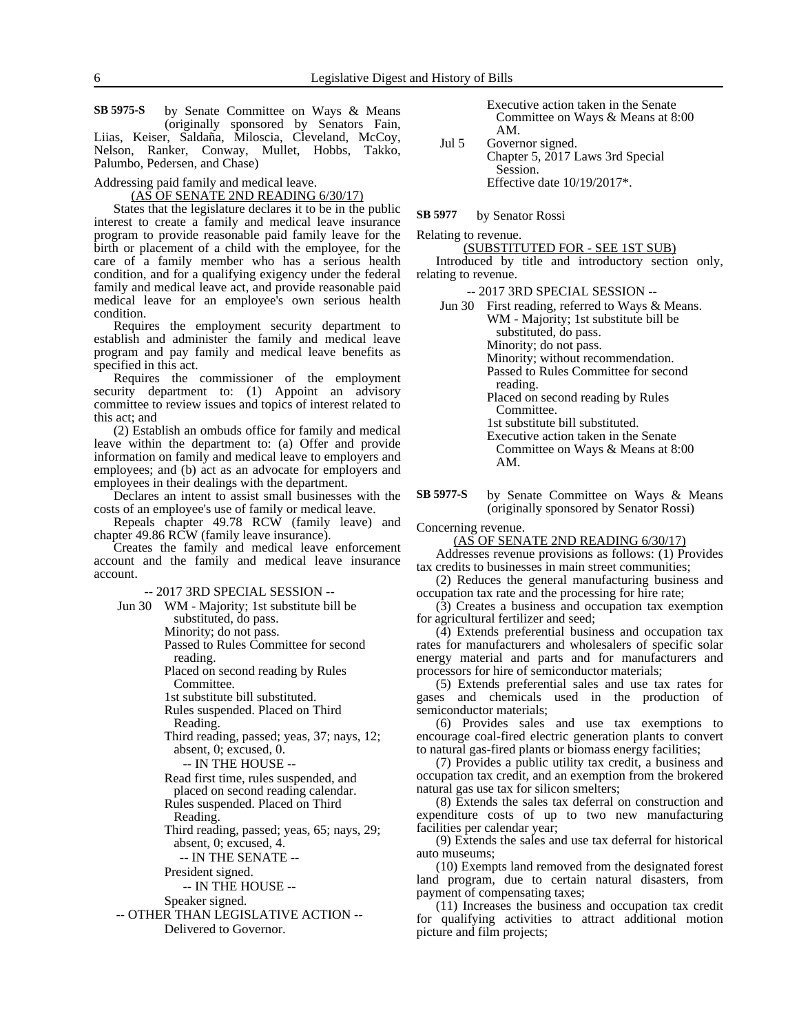**SB 5975-S** by Senate Committee on Ways & Means (originally sponsored by Senators Fain, Liias, Keiser, Saldaña, Miloscia, Cleveland, McCoy, Nelson, Ranker, Conway, Mullet, Hobbs, Takko, Palumbo, Pedersen, and Chase)

Addressing paid family and medical leave.

(AS OF SENATE 2ND READING 6/30/17)

States that the legislature declares it to be in the public interest to create a family and medical leave insurance program to provide reasonable paid family leave for the birth or placement of a child with the employee, for the care of a family member who has a serious health condition, and for a qualifying exigency under the federal family and medical leave act, and provide reasonable paid medical leave for an employee's own serious health condition.

Requires the employment security department to establish and administer the family and medical leave program and pay family and medical leave benefits as specified in this act.

Requires the commissioner of the employment security department to: (1) Appoint an advisory committee to review issues and topics of interest related to this act; and

(2) Establish an ombuds office for family and medical leave within the department to: (a) Offer and provide information on family and medical leave to employers and employees; and (b) act as an advocate for employers and employees in their dealings with the department.

Declares an intent to assist small businesses with the costs of an employee's use of family or medical leave.

Repeals chapter 49.78 RCW (family leave) and chapter 49.86 RCW (family leave insurance).

Creates the family and medical leave enforcement account and the family and medical leave insurance account.

-- 2017 3RD SPECIAL SESSION --

Jun 30 WM - Majority; 1st substitute bill be substituted, do pass.
Minority; do not pass.
Passed to Rules Committee for second reading.
Placed on second reading by Rules Committee.
1st substitute bill substituted.
Rules suspended. Placed on Third Reading.
Third reading, passed; yeas, 37; nays, 12; absent, 0; excused, 0.
-- IN THE HOUSE --
Read first time, rules suspended, and placed on second reading calendar.
Rules suspended. Placed on Third Reading.
Third reading, passed; yeas, 65; nays, 29; absent, 0; excused, 4.
-- IN THE SENATE --
President signed.
-- IN THE HOUSE --
Speaker signed.
-- OTHER THAN LEGISLATIVE ACTION --
Delivered to Governor.
Executive action taken in the Senate Committee on Ways & Means at 8:00 AM.

Jul 5 Governor signed.
Chapter 5, 2017 Laws 3rd Special Session.
Effective date 10/19/2017*.

**SB 5977** by Senator Rossi

Relating to revenue.

(SUBSTITUTED FOR - SEE 1ST SUB)

Introduced by title and introductory section only, relating to revenue.

-- 2017 3RD SPECIAL SESSION --

Jun 30 First reading, referred to Ways & Means.
WM - Majority; 1st substitute bill be substituted, do pass.
Minority; do not pass.
Minority; without recommendation.
Passed to Rules Committee for second reading.
Placed on second reading by Rules Committee.
1st substitute bill substituted.
Executive action taken in the Senate Committee on Ways & Means at 8:00 AM.

**SB 5977-S** by Senate Committee on Ways & Means (originally sponsored by Senator Rossi)

Concerning revenue.

(AS OF SENATE 2ND READING 6/30/17)

Addresses revenue provisions as follows: (1) Provides tax credits to businesses in main street communities;

(2) Reduces the general manufacturing business and occupation tax rate and the processing for hire rate;

(3) Creates a business and occupation tax exemption for agricultural fertilizer and seed;

(4) Extends preferential business and occupation tax rates for manufacturers and wholesalers of specific solar energy material and parts and for manufacturers and processors for hire of semiconductor materials;

(5) Extends preferential sales and use tax rates for gases and chemicals used in the production of semiconductor materials;

(6) Provides sales and use tax exemptions to encourage coal-fired electric generation plants to convert to natural gas-fired plants or biomass energy facilities;

(7) Provides a public utility tax credit, a business and occupation tax credit, and an exemption from the brokered natural gas use tax for silicon smelters;

(8) Extends the sales tax deferral on construction and expenditure costs of up to two new manufacturing facilities per calendar year;

(9) Extends the sales and use tax deferral for historical auto museums;

(10) Exempts land removed from the designated forest land program, due to certain natural disasters, from payment of compensating taxes;

(11) Increases the business and occupation tax credit for qualifying activities to attract additional motion picture and film projects;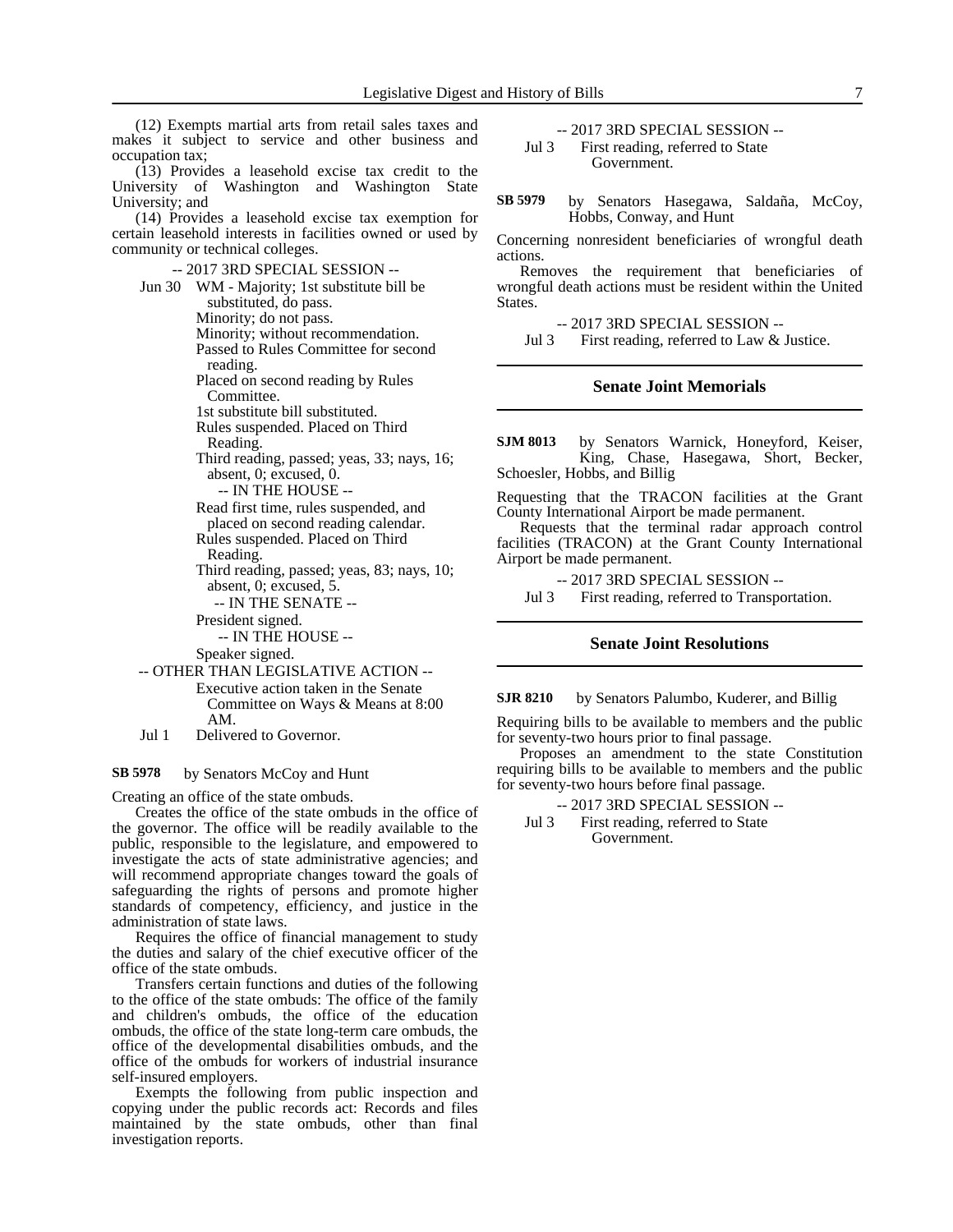(12) Exempts martial arts from retail sales taxes and makes it subject to service and other business and occupation tax;

(13) Provides a leasehold excise tax credit to the University of Washington and Washington State University; and

(14) Provides a leasehold excise tax exemption for certain leasehold interests in facilities owned or used by community or technical colleges.

-- 2017 3RD SPECIAL SESSION --

Jun 30 WM - Majority; 1st substitute bill be substituted, do pass.
Minority; do not pass.
Minority; without recommendation.
Passed to Rules Committee for second reading.
Placed on second reading by Rules Committee.
1st substitute bill substituted.
Rules suspended. Placed on Third Reading.
Third reading, passed; yeas, 33; nays, 16; absent, 0; excused, 0.
-- IN THE HOUSE --
Read first time, rules suspended, and placed on second reading calendar.
Rules suspended. Placed on Third Reading.
Third reading, passed; yeas, 83; nays, 10; absent, 0; excused, 5.
-- IN THE SENATE --
President signed.
-- IN THE HOUSE --
Speaker signed.

-- OTHER THAN LEGISLATIVE ACTION --
Executive action taken in the Senate Committee on Ways & Means at 8:00 AM.

Jul 1 Delivered to Governor.

**SB 5978** by Senators McCoy and Hunt

Creating an office of the state ombuds.

Creates the office of the state ombuds in the office of the governor. The office will be readily available to the public, responsible to the legislature, and empowered to investigate the acts of state administrative agencies; and will recommend appropriate changes toward the goals of safeguarding the rights of persons and promote higher standards of competency, efficiency, and justice in the administration of state laws.

Requires the office of financial management to study the duties and salary of the chief executive officer of the office of the state ombuds.

Transfers certain functions and duties of the following to the office of the state ombuds: The office of the family and children's ombuds, the office of the education ombuds, the office of the state long-term care ombuds, the office of the developmental disabilities ombuds, and the office of the ombuds for workers of industrial insurance self-insured employers.

Exempts the following from public inspection and copying under the public records act: Records and files maintained by the state ombuds, other than final investigation reports.

-- 2017 3RD SPECIAL SESSION --

Jul 3 First reading, referred to State Government.

**SB 5979** by Senators Hasegawa, Saldaña, McCoy, Hobbs, Conway, and Hunt

Concerning nonresident beneficiaries of wrongful death actions.

Removes the requirement that beneficiaries of wrongful death actions must be resident within the United States.

-- 2017 3RD SPECIAL SESSION --

Jul 3 First reading, referred to Law & Justice.

## Senate Joint Memorials

**SJM 8013** by Senators Warnick, Honeyford, Keiser, King, Chase, Hasegawa, Short, Becker, Schoesler, Hobbs, and Billig

Requesting that the TRACON facilities at the Grant County International Airport be made permanent.

Requests that the terminal radar approach control facilities (TRACON) at the Grant County International Airport be made permanent.

-- 2017 3RD SPECIAL SESSION --

Jul 3 First reading, referred to Transportation.

## Senate Joint Resolutions

**SJR 8210** by Senators Palumbo, Kuderer, and Billig

Requiring bills to be available to members and the public for seventy-two hours prior to final passage.

Proposes an amendment to the state Constitution requiring bills to be available to members and the public for seventy-two hours before final passage.

-- 2017 3RD SPECIAL SESSION --

Jul 3 First reading, referred to State Government.